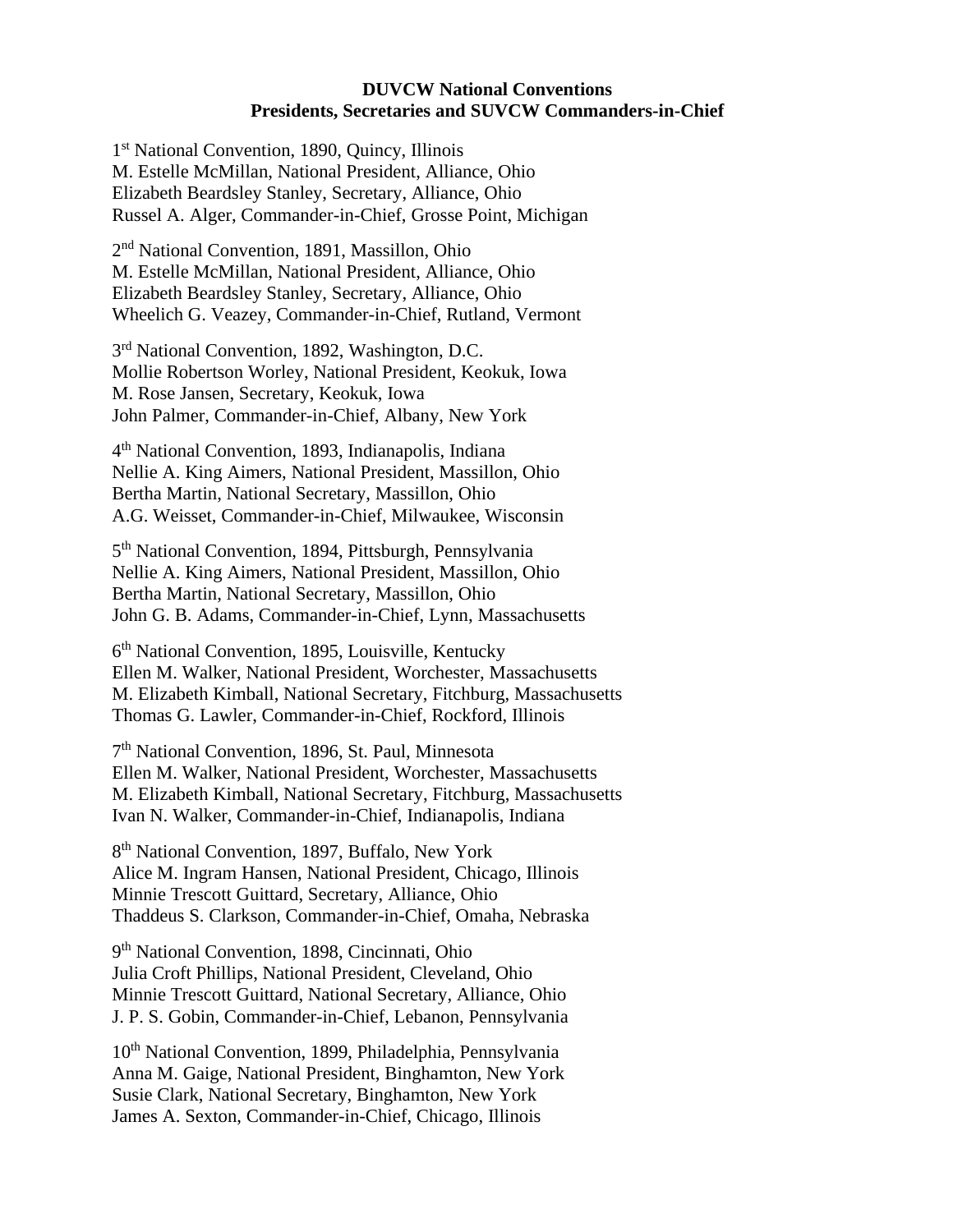**DUVCW National Conventions**
**Presidents, Secretaries and SUVCW Commanders-in-Chief**

1st National Convention, 1890, Quincy, Illinois
M. Estelle McMillan, National President, Alliance, Ohio
Elizabeth Beardsley Stanley, Secretary, Alliance, Ohio
Russel A. Alger, Commander-in-Chief, Grosse Point, Michigan

2nd National Convention, 1891, Massillon, Ohio
M. Estelle McMillan, National President, Alliance, Ohio
Elizabeth Beardsley Stanley, Secretary, Alliance, Ohio
Wheelich G. Veazey, Commander-in-Chief, Rutland, Vermont

3rd National Convention, 1892, Washington, D.C.
Mollie Robertson Worley, National President, Keokuk, Iowa
M. Rose Jansen, Secretary, Keokuk, Iowa
John Palmer, Commander-in-Chief, Albany, New York

4th National Convention, 1893, Indianapolis, Indiana
Nellie A. King Aimers, National President, Massillon, Ohio
Bertha Martin, National Secretary, Massillon, Ohio
A.G. Weisset, Commander-in-Chief, Milwaukee, Wisconsin

5th National Convention, 1894, Pittsburgh, Pennsylvania
Nellie A. King Aimers, National President, Massillon, Ohio
Bertha Martin, National Secretary, Massillon, Ohio
John G. B. Adams, Commander-in-Chief, Lynn, Massachusetts

6th National Convention, 1895, Louisville, Kentucky
Ellen M. Walker, National President, Worchester, Massachusetts
M. Elizabeth Kimball, National Secretary, Fitchburg, Massachusetts
Thomas G. Lawler, Commander-in-Chief, Rockford, Illinois

7th National Convention, 1896, St. Paul, Minnesota
Ellen M. Walker, National President, Worchester, Massachusetts
M. Elizabeth Kimball, National Secretary, Fitchburg, Massachusetts
Ivan N. Walker, Commander-in-Chief, Indianapolis, Indiana

8th National Convention, 1897, Buffalo, New York
Alice M. Ingram Hansen, National President, Chicago, Illinois
Minnie Trescott Guittard, Secretary, Alliance, Ohio
Thaddeus S. Clarkson, Commander-in-Chief, Omaha, Nebraska

9th National Convention, 1898, Cincinnati, Ohio
Julia Croft Phillips, National President, Cleveland, Ohio
Minnie Trescott Guittard, National Secretary, Alliance, Ohio
J. P. S. Gobin, Commander-in-Chief, Lebanon, Pennsylvania

10th National Convention, 1899, Philadelphia, Pennsylvania
Anna M. Gaige, National President, Binghamton, New York
Susie Clark, National Secretary, Binghamton, New York
James A. Sexton, Commander-in-Chief, Chicago, Illinois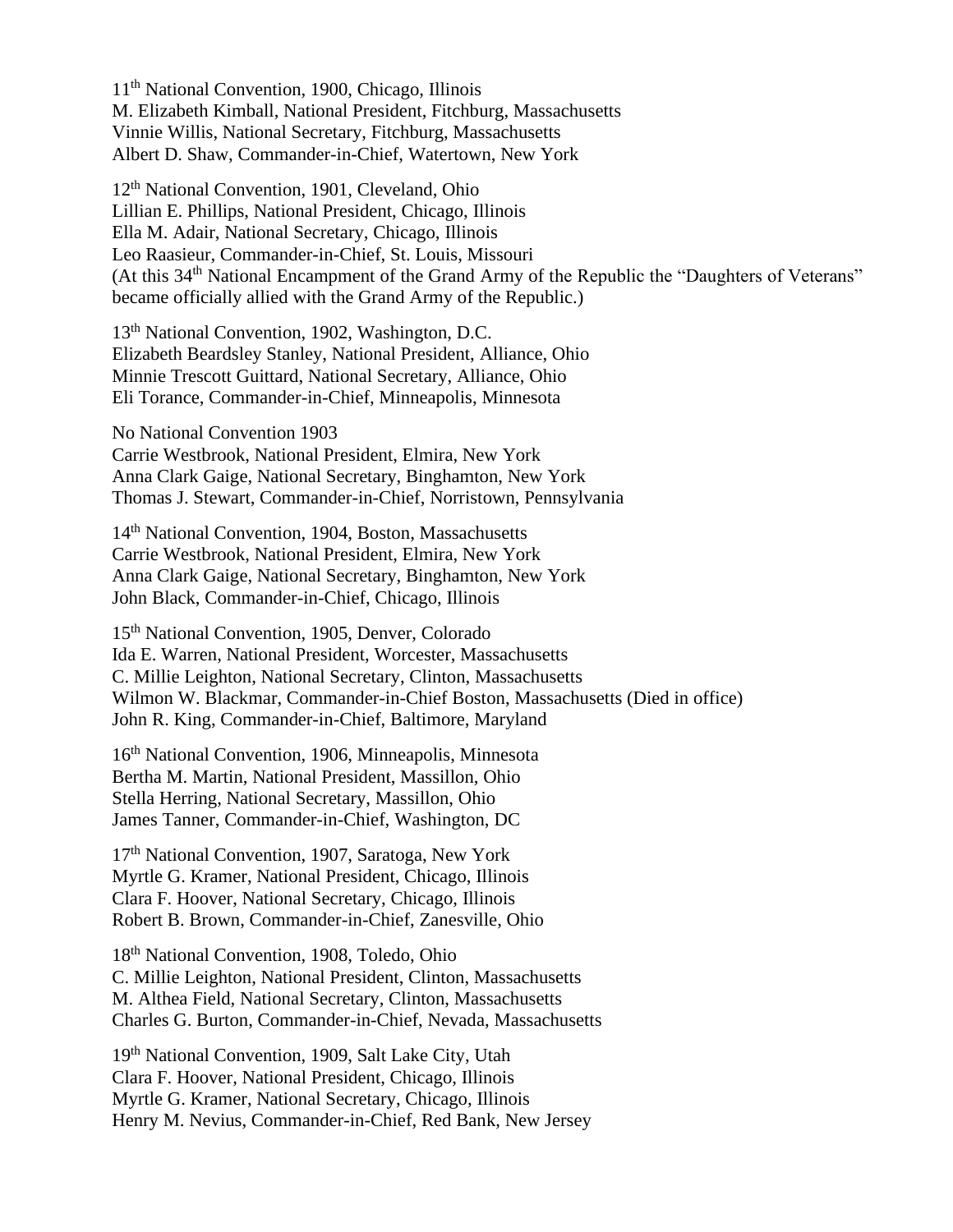11th National Convention, 1900, Chicago, Illinois
M. Elizabeth Kimball, National President, Fitchburg, Massachusetts
Vinnie Willis, National Secretary, Fitchburg, Massachusetts
Albert D. Shaw, Commander-in-Chief, Watertown, New York

12th National Convention, 1901, Cleveland, Ohio
Lillian E. Phillips, National President, Chicago, Illinois
Ella M. Adair, National Secretary, Chicago, Illinois
Leo Raasieur, Commander-in-Chief, St. Louis, Missouri
(At this 34th National Encampment of the Grand Army of the Republic the "Daughters of Veterans" became officially allied with the Grand Army of the Republic.)

13th National Convention, 1902, Washington, D.C.
Elizabeth Beardsley Stanley, National President, Alliance, Ohio
Minnie Trescott Guittard, National Secretary, Alliance, Ohio
Eli Torance, Commander-in-Chief, Minneapolis, Minnesota

No National Convention 1903
Carrie Westbrook, National President, Elmira, New York
Anna Clark Gaige, National Secretary, Binghamton, New York
Thomas J. Stewart, Commander-in-Chief, Norristown, Pennsylvania

14th National Convention, 1904, Boston, Massachusetts
Carrie Westbrook, National President, Elmira, New York
Anna Clark Gaige, National Secretary, Binghamton, New York
John Black, Commander-in-Chief, Chicago, Illinois

15th National Convention, 1905, Denver, Colorado
Ida E. Warren, National President, Worcester, Massachusetts
C. Millie Leighton, National Secretary, Clinton, Massachusetts
Wilmon W. Blackmar, Commander-in-Chief Boston, Massachusetts (Died in office)
John R. King, Commander-in-Chief, Baltimore, Maryland

16th National Convention, 1906, Minneapolis, Minnesota
Bertha M. Martin, National President, Massillon, Ohio
Stella Herring, National Secretary, Massillon, Ohio
James Tanner, Commander-in-Chief, Washington, DC

17th National Convention, 1907, Saratoga, New York
Myrtle G. Kramer, National President, Chicago, Illinois
Clara F. Hoover, National Secretary, Chicago, Illinois
Robert B. Brown, Commander-in-Chief, Zanesville, Ohio

18th National Convention, 1908, Toledo, Ohio
C. Millie Leighton, National President, Clinton, Massachusetts
M. Althea Field, National Secretary, Clinton, Massachusetts
Charles G. Burton, Commander-in-Chief, Nevada, Massachusetts

19th National Convention, 1909, Salt Lake City, Utah
Clara F. Hoover, National President, Chicago, Illinois
Myrtle G. Kramer, National Secretary, Chicago, Illinois
Henry M. Nevius, Commander-in-Chief, Red Bank, New Jersey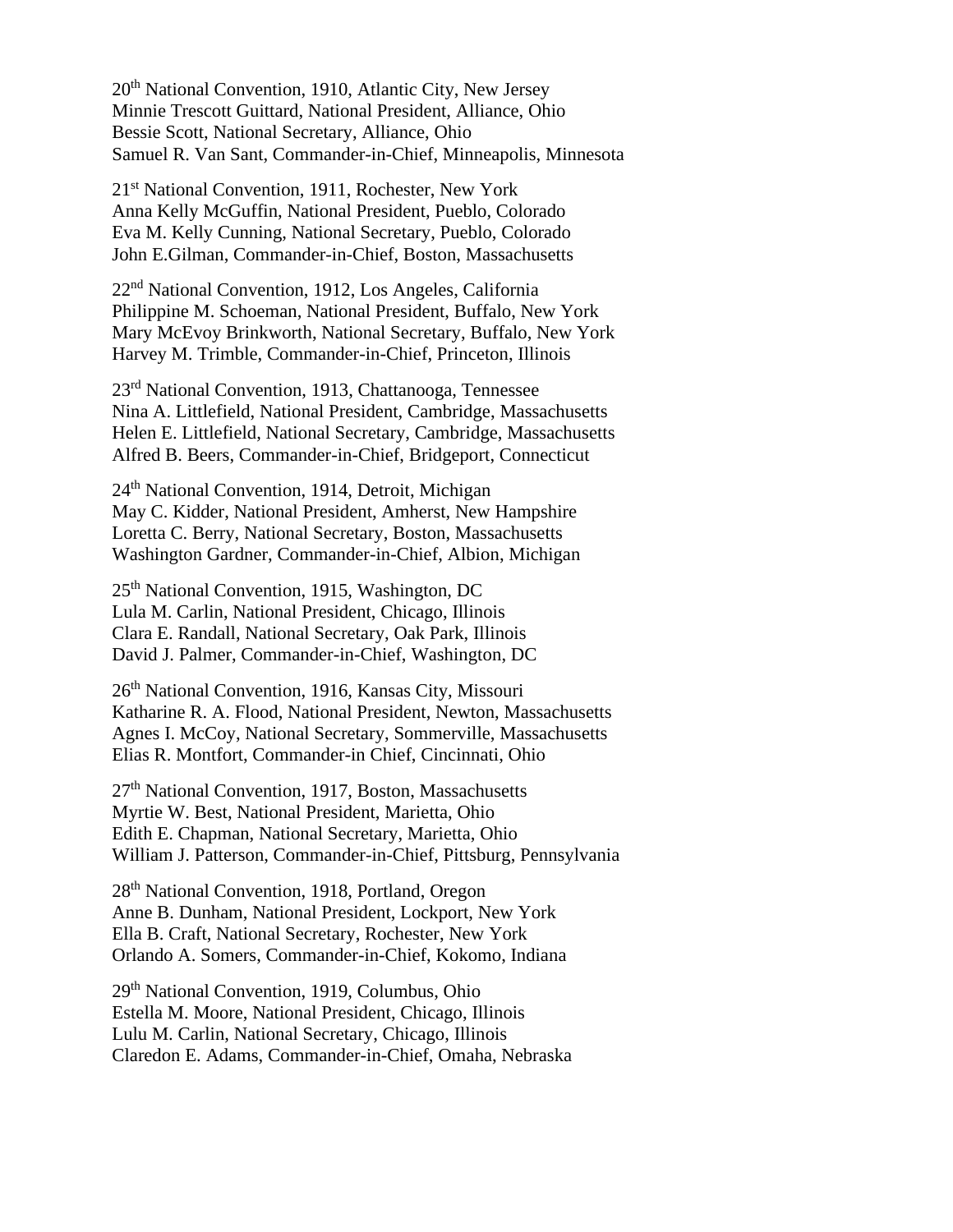20th National Convention, 1910, Atlantic City, New Jersey
Minnie Trescott Guittard, National President, Alliance, Ohio
Bessie Scott, National Secretary, Alliance, Ohio
Samuel R. Van Sant, Commander-in-Chief, Minneapolis, Minnesota

21st National Convention, 1911, Rochester, New York
Anna Kelly McGuffin, National President, Pueblo, Colorado
Eva M. Kelly Cunning, National Secretary, Pueblo, Colorado
John E.Gilman, Commander-in-Chief, Boston, Massachusetts

22nd National Convention, 1912, Los Angeles, California
Philippine M. Schoeman, National President, Buffalo, New York
Mary McEvoy Brinkworth, National Secretary, Buffalo, New York
Harvey M. Trimble, Commander-in-Chief, Princeton, Illinois

23rd National Convention, 1913, Chattanooga, Tennessee
Nina A. Littlefield, National President, Cambridge, Massachusetts
Helen E. Littlefield, National Secretary, Cambridge, Massachusetts
Alfred B. Beers, Commander-in-Chief, Bridgeport, Connecticut

24th National Convention, 1914, Detroit, Michigan
May C. Kidder, National President, Amherst, New Hampshire
Loretta C. Berry, National Secretary, Boston, Massachusetts
Washington Gardner, Commander-in-Chief, Albion, Michigan

25th National Convention, 1915, Washington, DC
Lula M. Carlin, National President, Chicago, Illinois
Clara E. Randall, National Secretary, Oak Park, Illinois
David J. Palmer, Commander-in-Chief, Washington, DC

26th National Convention, 1916, Kansas City, Missouri
Katharine R. A. Flood, National President, Newton, Massachusetts
Agnes I. McCoy, National Secretary, Sommerville, Massachusetts
Elias R. Montfort, Commander-in Chief, Cincinnati, Ohio

27th National Convention, 1917, Boston, Massachusetts
Myrtie W. Best, National President, Marietta, Ohio
Edith E. Chapman, National Secretary, Marietta, Ohio
William J. Patterson, Commander-in-Chief, Pittsburg, Pennsylvania

28th National Convention, 1918, Portland, Oregon
Anne B. Dunham, National President, Lockport, New York
Ella B. Craft, National Secretary, Rochester, New York
Orlando A. Somers, Commander-in-Chief, Kokomo, Indiana

29th National Convention, 1919, Columbus, Ohio
Estella M. Moore, National President, Chicago, Illinois
Lulu M. Carlin, National Secretary, Chicago, Illinois
Claredon E. Adams, Commander-in-Chief, Omaha, Nebraska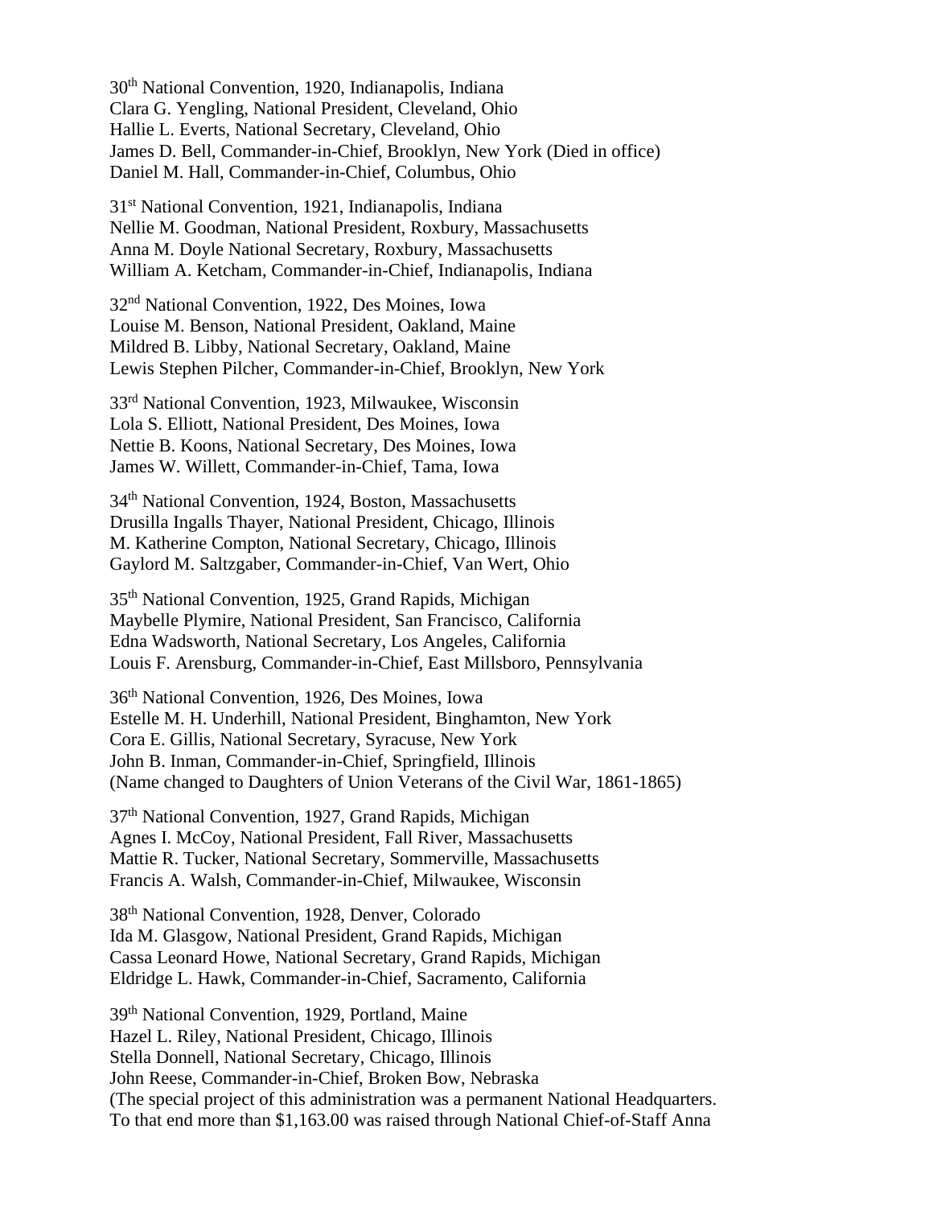30th National Convention, 1920, Indianapolis, Indiana
Clara G. Yengling, National President, Cleveland, Ohio
Hallie L. Everts, National Secretary, Cleveland, Ohio
James D. Bell, Commander-in-Chief, Brooklyn, New York (Died in office)
Daniel M. Hall, Commander-in-Chief, Columbus, Ohio

31st National Convention, 1921, Indianapolis, Indiana
Nellie M. Goodman, National President, Roxbury, Massachusetts
Anna M. Doyle National Secretary, Roxbury, Massachusetts
William A. Ketcham, Commander-in-Chief, Indianapolis, Indiana

32nd National Convention, 1922, Des Moines, Iowa
Louise M. Benson, National President, Oakland, Maine
Mildred B. Libby, National Secretary, Oakland, Maine
Lewis Stephen Pilcher, Commander-in-Chief, Brooklyn, New York

33rd National Convention, 1923, Milwaukee, Wisconsin
Lola S. Elliott, National President, Des Moines, Iowa
Nettie B. Koons, National Secretary, Des Moines, Iowa
James W. Willett, Commander-in-Chief, Tama, Iowa

34th National Convention, 1924, Boston, Massachusetts
Drusilla Ingalls Thayer, National President, Chicago, Illinois
M. Katherine Compton, National Secretary, Chicago, Illinois
Gaylord M. Saltzgaber, Commander-in-Chief, Van Wert, Ohio

35th National Convention, 1925, Grand Rapids, Michigan
Maybelle Plymire, National President, San Francisco, California
Edna Wadsworth, National Secretary, Los Angeles, California
Louis F. Arensburg, Commander-in-Chief, East Millsboro, Pennsylvania

36th National Convention, 1926, Des Moines, Iowa
Estelle M. H. Underhill, National President, Binghamton, New York
Cora E. Gillis, National Secretary, Syracuse, New York
John B. Inman, Commander-in-Chief, Springfield, Illinois
(Name changed to Daughters of Union Veterans of the Civil War, 1861-1865)

37th National Convention, 1927, Grand Rapids, Michigan
Agnes I. McCoy, National President, Fall River, Massachusetts
Mattie R. Tucker, National Secretary, Sommerville, Massachusetts
Francis A. Walsh, Commander-in-Chief, Milwaukee, Wisconsin

38th National Convention, 1928, Denver, Colorado
Ida M. Glasgow, National President, Grand Rapids, Michigan
Cassa Leonard Howe, National Secretary, Grand Rapids, Michigan
Eldridge L. Hawk, Commander-in-Chief, Sacramento, California

39th National Convention, 1929, Portland, Maine
Hazel L. Riley, National President, Chicago, Illinois
Stella Donnell, National Secretary, Chicago, Illinois
John Reese, Commander-in-Chief, Broken Bow, Nebraska
(The special project of this administration was a permanent National Headquarters. To that end more than $1,163.00 was raised through National Chief-of-Staff Anna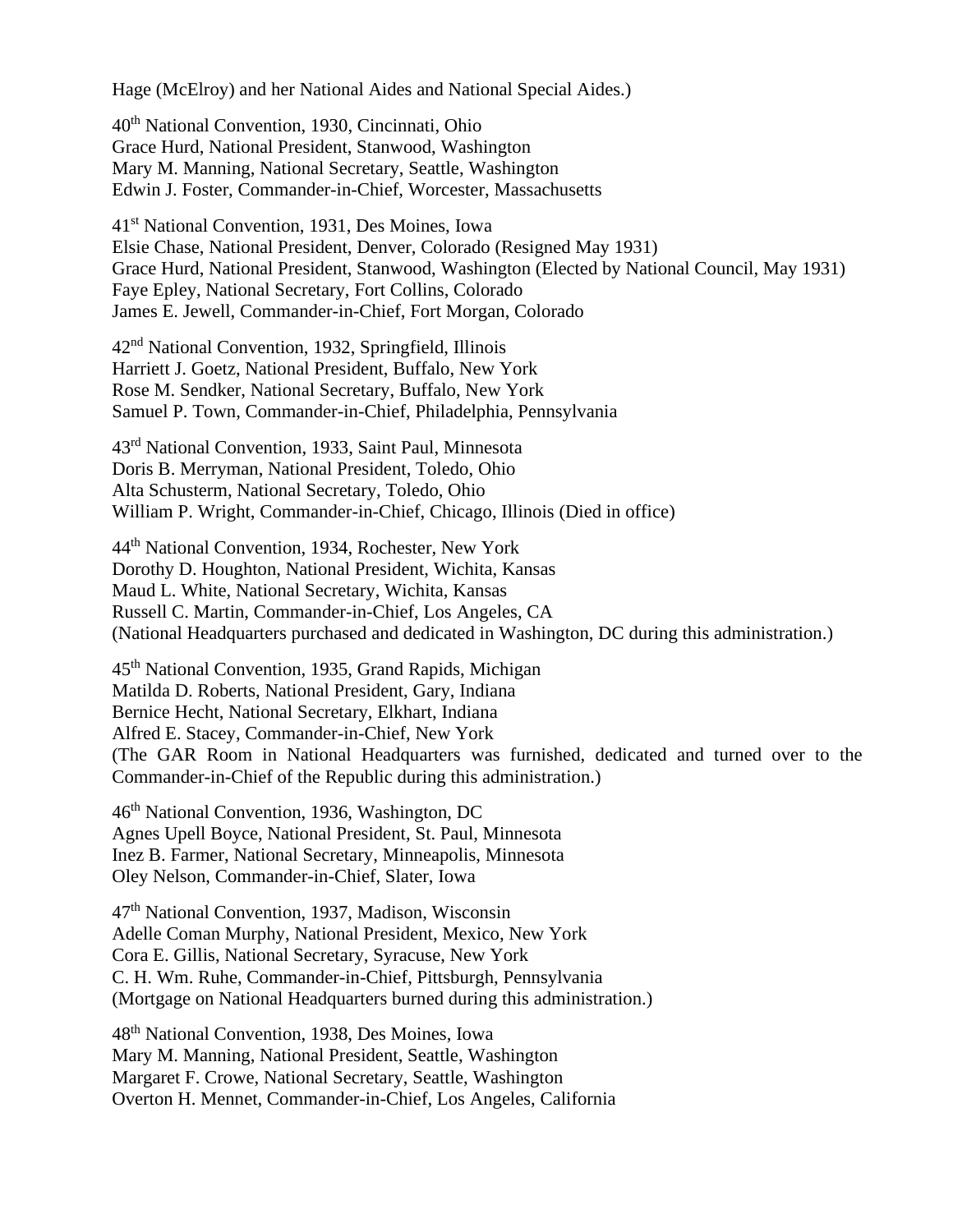Hage (McElroy) and her National Aides and National Special Aides.)

40th National Convention, 1930, Cincinnati, Ohio
Grace Hurd, National President, Stanwood, Washington
Mary M. Manning, National Secretary, Seattle, Washington
Edwin J. Foster, Commander-in-Chief, Worcester, Massachusetts

41st National Convention, 1931, Des Moines, Iowa
Elsie Chase, National President, Denver, Colorado (Resigned May 1931)
Grace Hurd, National President, Stanwood, Washington (Elected by National Council, May 1931)
Faye Epley, National Secretary, Fort Collins, Colorado
James E. Jewell, Commander-in-Chief, Fort Morgan, Colorado

42nd National Convention, 1932, Springfield, Illinois
Harriett J. Goetz, National President, Buffalo, New York
Rose M. Sendker, National Secretary, Buffalo, New York
Samuel P. Town, Commander-in-Chief, Philadelphia, Pennsylvania

43rd National Convention, 1933, Saint Paul, Minnesota
Doris B. Merryman, National President, Toledo, Ohio
Alta Schusterm, National Secretary, Toledo, Ohio
William P. Wright, Commander-in-Chief, Chicago, Illinois (Died in office)

44th National Convention, 1934, Rochester, New York
Dorothy D. Houghton, National President, Wichita, Kansas
Maud L. White, National Secretary, Wichita, Kansas
Russell C. Martin, Commander-in-Chief, Los Angeles, CA
(National Headquarters purchased and dedicated in Washington, DC during this administration.)

45th National Convention, 1935, Grand Rapids, Michigan
Matilda D. Roberts, National President, Gary, Indiana
Bernice Hecht, National Secretary, Elkhart, Indiana
Alfred E. Stacey, Commander-in-Chief, New York
(The GAR Room in National Headquarters was furnished, dedicated and turned over to the Commander-in-Chief of the Republic during this administration.)

46th National Convention, 1936, Washington, DC
Agnes Upell Boyce, National President, St. Paul, Minnesota
Inez B. Farmer, National Secretary, Minneapolis, Minnesota
Oley Nelson, Commander-in-Chief, Slater, Iowa

47th National Convention, 1937, Madison, Wisconsin
Adelle Coman Murphy, National President, Mexico, New York
Cora E. Gillis, National Secretary, Syracuse, New York
C. H. Wm. Ruhe, Commander-in-Chief, Pittsburgh, Pennsylvania
(Mortgage on National Headquarters burned during this administration.)

48th National Convention, 1938, Des Moines, Iowa
Mary M. Manning, National President, Seattle, Washington
Margaret F. Crowe, National Secretary, Seattle, Washington
Overton H. Mennet, Commander-in-Chief, Los Angeles, California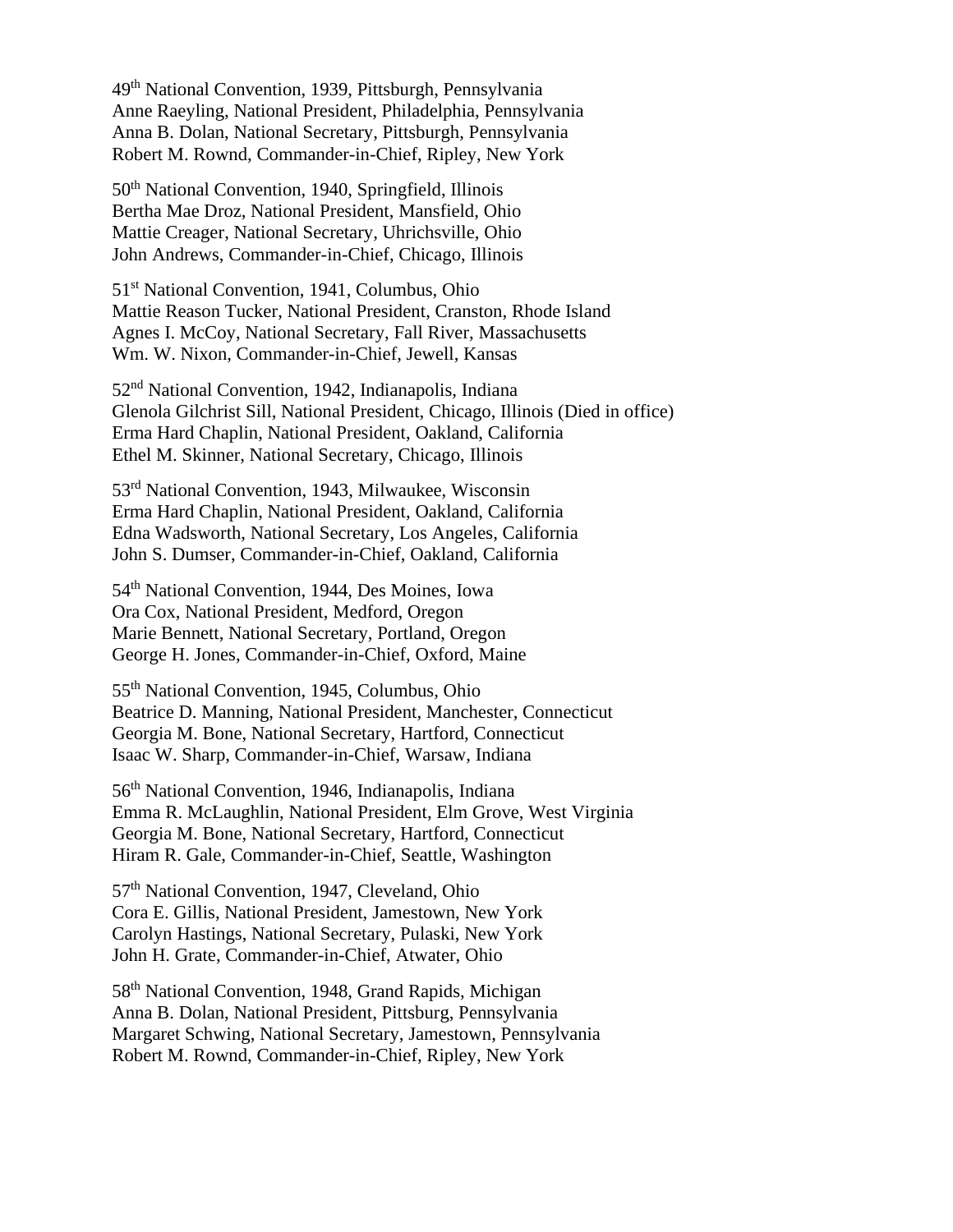49th National Convention, 1939, Pittsburgh, Pennsylvania
Anne Raeyling, National President, Philadelphia, Pennsylvania
Anna B. Dolan, National Secretary, Pittsburgh, Pennsylvania
Robert M. Rownd, Commander-in-Chief, Ripley, New York

50th National Convention, 1940, Springfield, Illinois
Bertha Mae Droz, National President, Mansfield, Ohio
Mattie Creager, National Secretary, Uhrichsville, Ohio
John Andrews, Commander-in-Chief, Chicago, Illinois

51st National Convention, 1941, Columbus, Ohio
Mattie Reason Tucker, National President, Cranston, Rhode Island
Agnes I. McCoy, National Secretary, Fall River, Massachusetts
Wm. W. Nixon, Commander-in-Chief, Jewell, Kansas

52nd National Convention, 1942, Indianapolis, Indiana
Glenola Gilchrist Sill, National President, Chicago, Illinois (Died in office)
Erma Hard Chaplin, National President, Oakland, California
Ethel M. Skinner, National Secretary, Chicago, Illinois

53rd National Convention, 1943, Milwaukee, Wisconsin
Erma Hard Chaplin, National President, Oakland, California
Edna Wadsworth, National Secretary, Los Angeles, California
John S. Dumser, Commander-in-Chief, Oakland, California

54th National Convention, 1944, Des Moines, Iowa
Ora Cox, National President, Medford, Oregon
Marie Bennett, National Secretary, Portland, Oregon
George H. Jones, Commander-in-Chief, Oxford, Maine

55th National Convention, 1945, Columbus, Ohio
Beatrice D. Manning, National President, Manchester, Connecticut
Georgia M. Bone, National Secretary, Hartford, Connecticut
Isaac W. Sharp, Commander-in-Chief, Warsaw, Indiana

56th National Convention, 1946, Indianapolis, Indiana
Emma R. McLaughlin, National President, Elm Grove, West Virginia
Georgia M. Bone, National Secretary, Hartford, Connecticut
Hiram R. Gale, Commander-in-Chief, Seattle, Washington

57th National Convention, 1947, Cleveland, Ohio
Cora E. Gillis, National President, Jamestown, New York
Carolyn Hastings, National Secretary, Pulaski, New York
John H. Grate, Commander-in-Chief, Atwater, Ohio

58th National Convention, 1948, Grand Rapids, Michigan
Anna B. Dolan, National President, Pittsburg, Pennsylvania
Margaret Schwing, National Secretary, Jamestown, Pennsylvania
Robert M. Rownd, Commander-in-Chief, Ripley, New York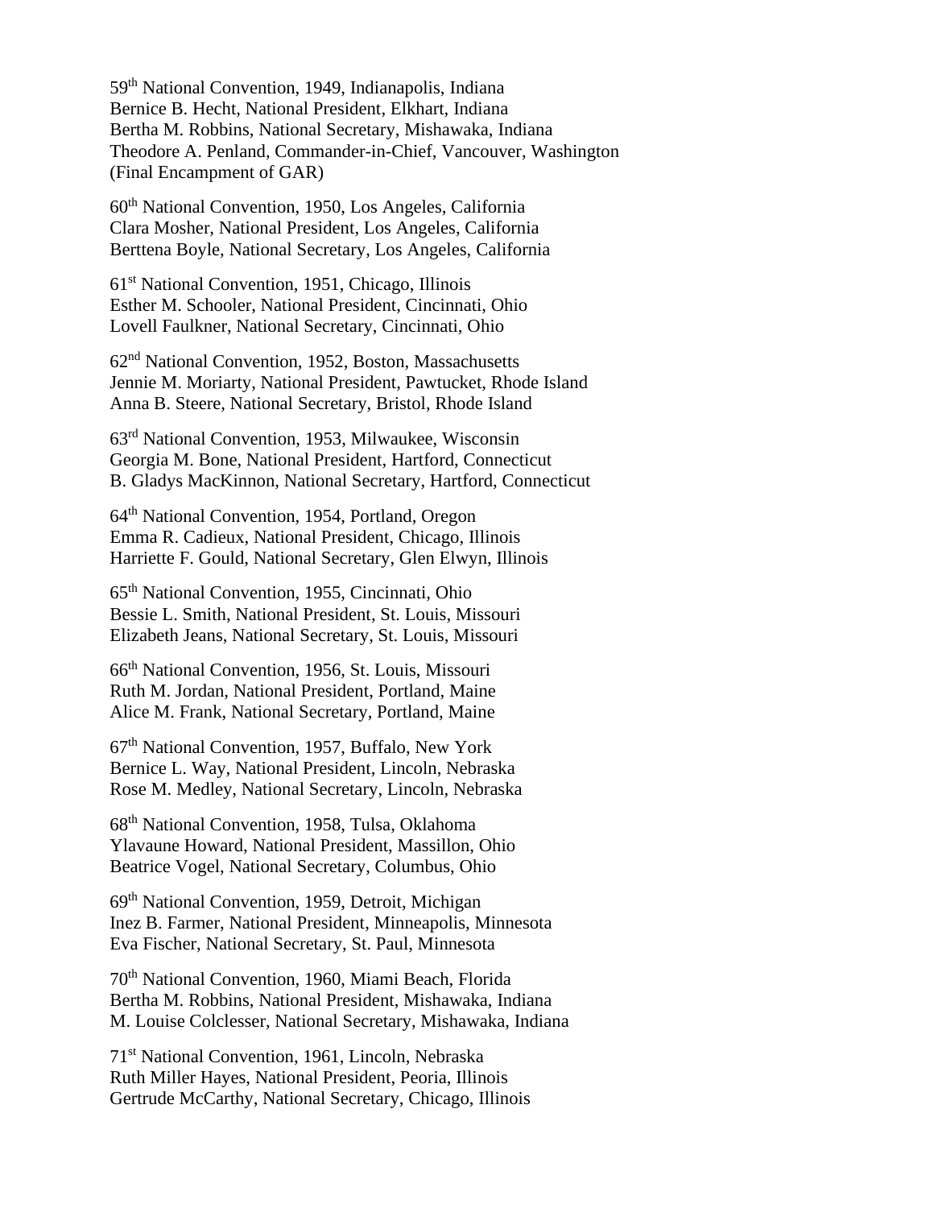59th National Convention, 1949, Indianapolis, Indiana
Bernice B. Hecht, National President, Elkhart, Indiana
Bertha M. Robbins, National Secretary, Mishawaka, Indiana
Theodore A. Penland, Commander-in-Chief, Vancouver, Washington
(Final Encampment of GAR)

60th National Convention, 1950, Los Angeles, California
Clara Mosher, National President, Los Angeles, California
Berttena Boyle, National Secretary, Los Angeles, California

61st National Convention, 1951, Chicago, Illinois
Esther M. Schooler, National President, Cincinnati, Ohio
Lovell Faulkner, National Secretary, Cincinnati, Ohio

62nd National Convention, 1952, Boston, Massachusetts
Jennie M. Moriarty, National President, Pawtucket, Rhode Island
Anna B. Steere, National Secretary, Bristol, Rhode Island

63rd National Convention, 1953, Milwaukee, Wisconsin
Georgia M. Bone, National President, Hartford, Connecticut
B. Gladys MacKinnon, National Secretary, Hartford, Connecticut

64th National Convention, 1954, Portland, Oregon
Emma R. Cadieux, National President, Chicago, Illinois
Harriette F. Gould, National Secretary, Glen Elwyn, Illinois

65th National Convention, 1955, Cincinnati, Ohio
Bessie L. Smith, National President, St. Louis, Missouri
Elizabeth Jeans, National Secretary, St. Louis, Missouri

66th National Convention, 1956, St. Louis, Missouri
Ruth M. Jordan, National President, Portland, Maine
Alice M. Frank, National Secretary, Portland, Maine

67th National Convention, 1957, Buffalo, New York
Bernice L. Way, National President, Lincoln, Nebraska
Rose M. Medley, National Secretary, Lincoln, Nebraska

68th National Convention, 1958, Tulsa, Oklahoma
Ylavaune Howard, National President, Massillon, Ohio
Beatrice Vogel, National Secretary, Columbus, Ohio

69th National Convention, 1959, Detroit, Michigan
Inez B. Farmer, National President, Minneapolis, Minnesota
Eva Fischer, National Secretary, St. Paul, Minnesota

70th National Convention, 1960, Miami Beach, Florida
Bertha M. Robbins, National President, Mishawaka, Indiana
M. Louise Colclesser, National Secretary, Mishawaka, Indiana

71st National Convention, 1961, Lincoln, Nebraska
Ruth Miller Hayes, National President, Peoria, Illinois
Gertrude McCarthy, National Secretary, Chicago, Illinois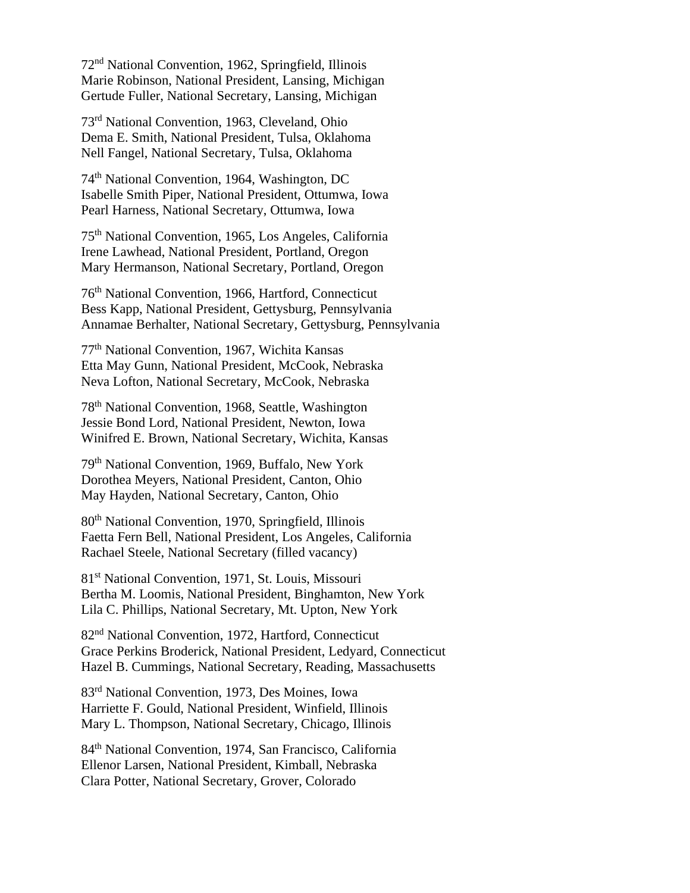72nd National Convention, 1962, Springfield, Illinois
Marie Robinson, National President, Lansing, Michigan
Gertude Fuller, National Secretary, Lansing, Michigan

73rd National Convention, 1963, Cleveland, Ohio
Dema E. Smith, National President, Tulsa, Oklahoma
Nell Fangel, National Secretary, Tulsa, Oklahoma

74th National Convention, 1964, Washington, DC
Isabelle Smith Piper, National President, Ottumwa, Iowa
Pearl Harness, National Secretary, Ottumwa, Iowa

75th National Convention, 1965, Los Angeles, California
Irene Lawhead, National President, Portland, Oregon
Mary Hermanson, National Secretary, Portland, Oregon

76th National Convention, 1966, Hartford, Connecticut
Bess Kapp, National President, Gettysburg, Pennsylvania
Annamae Berhalter, National Secretary, Gettysburg, Pennsylvania

77th National Convention, 1967, Wichita Kansas
Etta May Gunn, National President, McCook, Nebraska
Neva Lofton, National Secretary, McCook, Nebraska

78th National Convention, 1968, Seattle, Washington
Jessie Bond Lord, National President, Newton, Iowa
Winifred E. Brown, National Secretary, Wichita, Kansas

79th National Convention, 1969, Buffalo, New York
Dorothea Meyers, National President, Canton, Ohio
May Hayden, National Secretary, Canton, Ohio

80th National Convention, 1970, Springfield, Illinois
Faetta Fern Bell, National President, Los Angeles, California
Rachael Steele, National Secretary (filled vacancy)

81st National Convention, 1971, St. Louis, Missouri
Bertha M. Loomis, National President, Binghamton, New York
Lila C. Phillips, National Secretary, Mt. Upton, New York

82nd National Convention, 1972, Hartford, Connecticut
Grace Perkins Broderick, National President, Ledyard, Connecticut
Hazel B. Cummings, National Secretary, Reading, Massachusetts

83rd National Convention, 1973, Des Moines, Iowa
Harriette F. Gould, National President, Winfield, Illinois
Mary L. Thompson, National Secretary, Chicago, Illinois

84th National Convention, 1974, San Francisco, California
Ellenor Larsen, National President, Kimball, Nebraska
Clara Potter, National Secretary, Grover, Colorado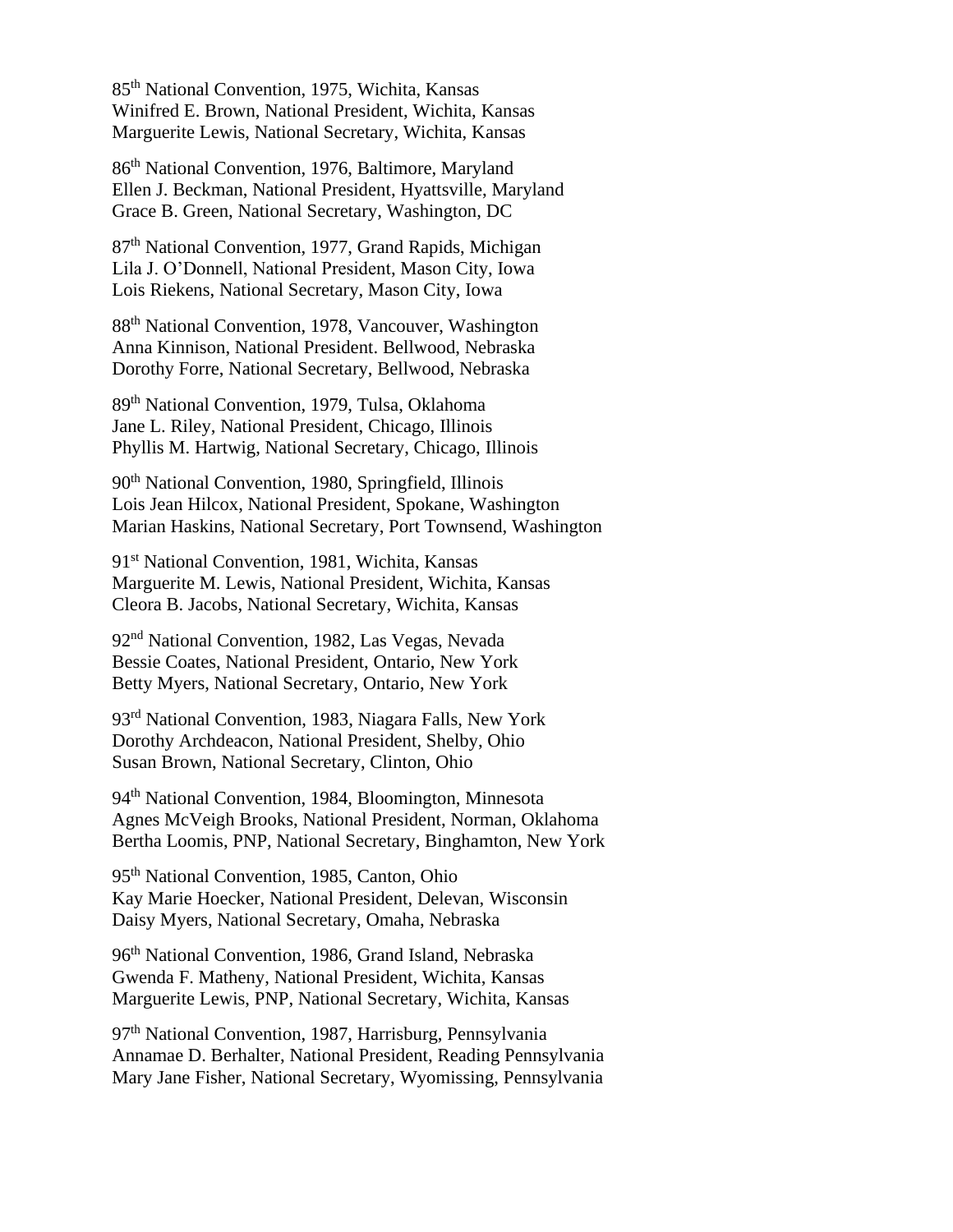85th National Convention, 1975, Wichita, Kansas
Winifred E. Brown, National President, Wichita, Kansas
Marguerite Lewis, National Secretary, Wichita, Kansas

86th National Convention, 1976, Baltimore, Maryland
Ellen J. Beckman, National President, Hyattsville, Maryland
Grace B. Green, National Secretary, Washington, DC

87th National Convention, 1977, Grand Rapids, Michigan
Lila J. O'Donnell, National President, Mason City, Iowa
Lois Riekens, National Secretary, Mason City, Iowa

88th National Convention, 1978, Vancouver, Washington
Anna Kinnison, National President. Bellwood, Nebraska
Dorothy Forre, National Secretary, Bellwood, Nebraska

89th National Convention, 1979, Tulsa, Oklahoma
Jane L. Riley, National President, Chicago, Illinois
Phyllis M. Hartwig, National Secretary, Chicago, Illinois

90th National Convention, 1980, Springfield, Illinois
Lois Jean Hilcox, National President, Spokane, Washington
Marian Haskins, National Secretary, Port Townsend, Washington

91st National Convention, 1981, Wichita, Kansas
Marguerite M. Lewis, National President, Wichita, Kansas
Cleora B. Jacobs, National Secretary, Wichita, Kansas

92nd National Convention, 1982, Las Vegas, Nevada
Bessie Coates, National President, Ontario, New York
Betty Myers, National Secretary, Ontario, New York

93rd National Convention, 1983, Niagara Falls, New York
Dorothy Archdeacon, National President, Shelby, Ohio
Susan Brown, National Secretary, Clinton, Ohio

94th National Convention, 1984, Bloomington, Minnesota
Agnes McVeigh Brooks, National President, Norman, Oklahoma
Bertha Loomis, PNP, National Secretary, Binghamton, New York

95th National Convention, 1985, Canton, Ohio
Kay Marie Hoecker, National President, Delevan, Wisconsin
Daisy Myers, National Secretary, Omaha, Nebraska

96th National Convention, 1986, Grand Island, Nebraska
Gwenda F. Matheny, National President, Wichita, Kansas
Marguerite Lewis, PNP, National Secretary, Wichita, Kansas

97th National Convention, 1987, Harrisburg, Pennsylvania
Annamae D. Berhalter, National President, Reading Pennsylvania
Mary Jane Fisher, National Secretary, Wyomissing, Pennsylvania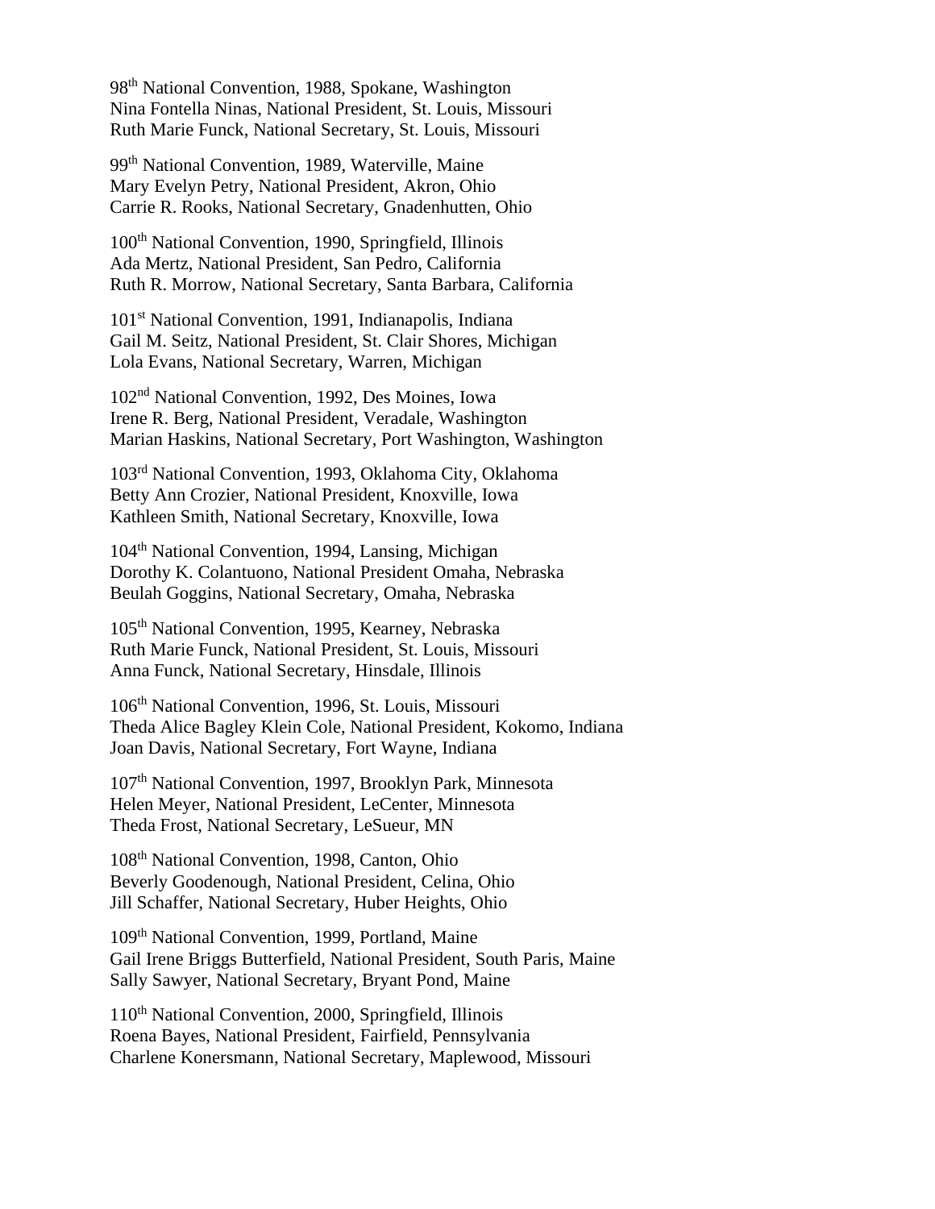98th National Convention, 1988, Spokane, Washington
Nina Fontella Ninas, National President, St. Louis, Missouri
Ruth Marie Funck, National Secretary, St. Louis, Missouri

99th National Convention, 1989, Waterville, Maine
Mary Evelyn Petry, National President, Akron, Ohio
Carrie R. Rooks, National Secretary, Gnadenhutten, Ohio

100th National Convention, 1990, Springfield, Illinois
Ada Mertz, National President, San Pedro, California
Ruth R. Morrow, National Secretary, Santa Barbara, California

101st National Convention, 1991, Indianapolis, Indiana
Gail M. Seitz, National President, St. Clair Shores, Michigan
Lola Evans, National Secretary, Warren, Michigan

102nd National Convention, 1992, Des Moines, Iowa
Irene R. Berg, National President, Veradale, Washington
Marian Haskins, National Secretary, Port Washington, Washington

103rd National Convention, 1993, Oklahoma City, Oklahoma
Betty Ann Crozier, National President, Knoxville, Iowa
Kathleen Smith, National Secretary, Knoxville, Iowa

104th National Convention, 1994, Lansing, Michigan
Dorothy K. Colantuono, National President Omaha, Nebraska
Beulah Goggins, National Secretary, Omaha, Nebraska

105th National Convention, 1995, Kearney, Nebraska
Ruth Marie Funck, National President, St. Louis, Missouri
Anna Funck, National Secretary, Hinsdale, Illinois

106th National Convention, 1996, St. Louis, Missouri
Theda Alice Bagley Klein Cole, National President, Kokomo, Indiana
Joan Davis, National Secretary, Fort Wayne, Indiana

107th National Convention, 1997, Brooklyn Park, Minnesota
Helen Meyer, National President, LeCenter, Minnesota
Theda Frost, National Secretary, LeSueur, MN

108th National Convention, 1998, Canton, Ohio
Beverly Goodenough, National President, Celina, Ohio
Jill Schaffer, National Secretary, Huber Heights, Ohio

109th National Convention, 1999, Portland, Maine
Gail Irene Briggs Butterfield, National President, South Paris, Maine
Sally Sawyer, National Secretary, Bryant Pond, Maine

110th National Convention, 2000, Springfield, Illinois
Roena Bayes, National President, Fairfield, Pennsylvania
Charlene Konersmann, National Secretary, Maplewood, Missouri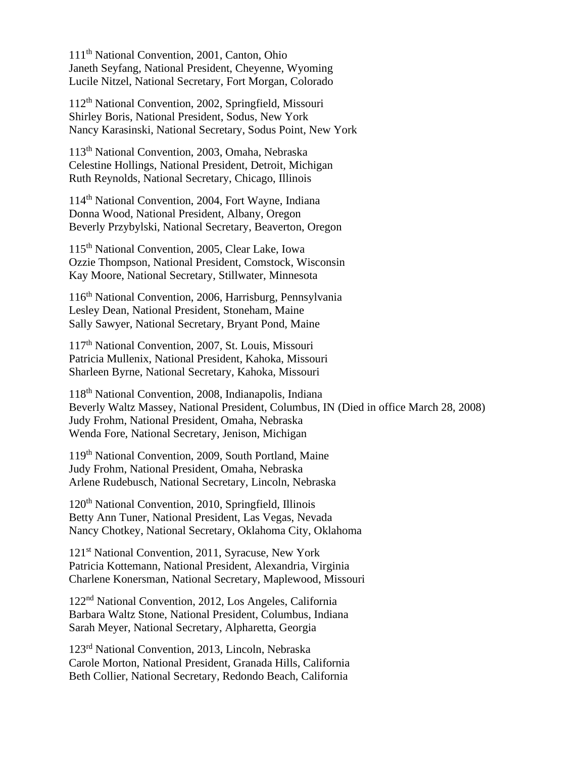111th National Convention, 2001, Canton, Ohio
Janeth Seyfang, National President, Cheyenne, Wyoming
Lucile Nitzel, National Secretary, Fort Morgan, Colorado

112th National Convention, 2002, Springfield, Missouri
Shirley Boris, National President, Sodus, New York
Nancy Karasinski, National Secretary, Sodus Point, New York

113th National Convention, 2003, Omaha, Nebraska
Celestine Hollings, National President, Detroit, Michigan
Ruth Reynolds, National Secretary, Chicago, Illinois

114th National Convention, 2004, Fort Wayne, Indiana
Donna Wood, National President, Albany, Oregon
Beverly Przybylski, National Secretary, Beaverton, Oregon

115th National Convention, 2005, Clear Lake, Iowa
Ozzie Thompson, National President, Comstock, Wisconsin
Kay Moore, National Secretary, Stillwater, Minnesota

116th National Convention, 2006, Harrisburg, Pennsylvania
Lesley Dean, National President, Stoneham, Maine
Sally Sawyer, National Secretary, Bryant Pond, Maine

117th National Convention, 2007, St. Louis, Missouri
Patricia Mullenix, National President, Kahoka, Missouri
Sharleen Byrne, National Secretary, Kahoka, Missouri

118th National Convention, 2008, Indianapolis, Indiana
Beverly Waltz Massey, National President, Columbus, IN (Died in office March 28, 2008)
Judy Frohm, National President, Omaha, Nebraska
Wenda Fore, National Secretary, Jenison, Michigan

119th National Convention, 2009, South Portland, Maine
Judy Frohm, National President, Omaha, Nebraska
Arlene Rudebusch, National Secretary, Lincoln, Nebraska

120th National Convention, 2010, Springfield, Illinois
Betty Ann Tuner, National President, Las Vegas, Nevada
Nancy Chotkey, National Secretary, Oklahoma City, Oklahoma

121st National Convention, 2011, Syracuse, New York
Patricia Kottemann, National President, Alexandria, Virginia
Charlene Konersman, National Secretary, Maplewood, Missouri

122nd National Convention, 2012, Los Angeles, California
Barbara Waltz Stone, National President, Columbus, Indiana
Sarah Meyer, National Secretary, Alpharetta, Georgia

123rd National Convention, 2013, Lincoln, Nebraska
Carole Morton, National President, Granada Hills, California
Beth Collier, National Secretary, Redondo Beach, California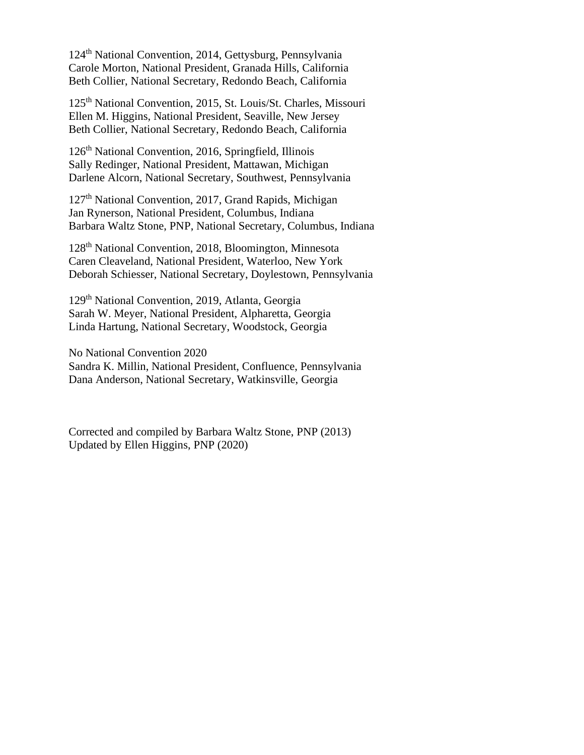124th National Convention, 2014, Gettysburg, Pennsylvania
Carole Morton, National President, Granada Hills, California
Beth Collier, National Secretary, Redondo Beach, California

125th National Convention, 2015, St. Louis/St. Charles, Missouri
Ellen M. Higgins, National President, Seaville, New Jersey
Beth Collier, National Secretary, Redondo Beach, California

126th National Convention, 2016, Springfield, Illinois
Sally Redinger, National President, Mattawan, Michigan
Darlene Alcorn, National Secretary, Southwest, Pennsylvania

127th National Convention, 2017, Grand Rapids, Michigan
Jan Rynerson, National President, Columbus, Indiana
Barbara Waltz Stone, PNP, National Secretary, Columbus, Indiana

128th National Convention, 2018, Bloomington, Minnesota
Caren Cleaveland, National President, Waterloo, New York
Deborah Schiesser, National Secretary, Doylestown, Pennsylvania

129th National Convention, 2019, Atlanta, Georgia
Sarah W. Meyer, National President, Alpharetta, Georgia
Linda Hartung, National Secretary, Woodstock, Georgia

No National Convention 2020
Sandra K. Millin, National President, Confluence, Pennsylvania
Dana Anderson, National Secretary, Watkinsville, Georgia

Corrected and compiled by Barbara Waltz Stone, PNP (2013)
Updated by Ellen Higgins, PNP (2020)